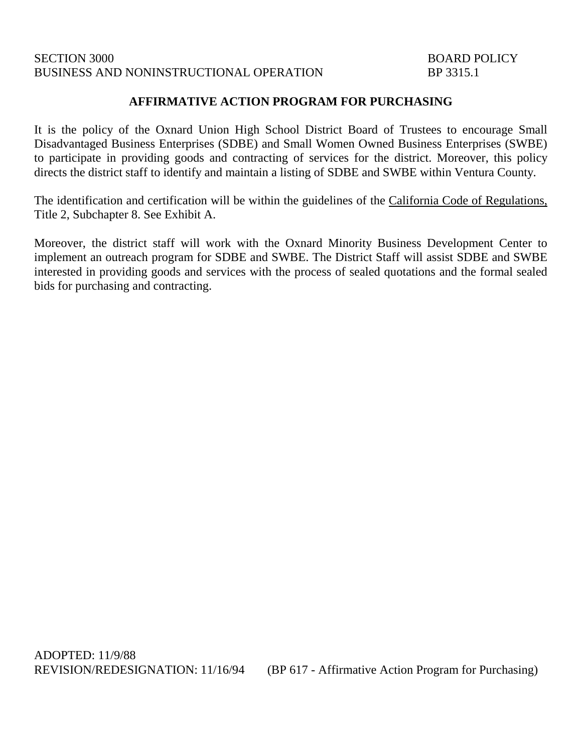SECTION 3000 BOARD POLICY
BUSINESS AND NONINSTRUCTIONAL OPERATION BP 3315.1

## AFFIRMATIVE ACTION PROGRAM FOR PURCHASING

It is the policy of the Oxnard Union High School District Board of Trustees to encourage Small Disadvantaged Business Enterprises (SDBE) and Small Women Owned Business Enterprises (SWBE) to participate in providing goods and contracting of services for the district. Moreover, this policy directs the district staff to identify and maintain a listing of SDBE and SWBE within Ventura County.

The identification and certification will be within the guidelines of the California Code of Regulations, Title 2, Subchapter 8. See Exhibit A.

Moreover, the district staff will work with the Oxnard Minority Business Development Center to implement an outreach program for SDBE and SWBE. The District Staff will assist SDBE and SWBE interested in providing goods and services with the process of sealed quotations and the formal sealed bids for purchasing and contracting.

ADOPTED: 11/9/88
REVISION/REDESIGNATION: 11/16/94 (BP 617 - Affirmative Action Program for Purchasing)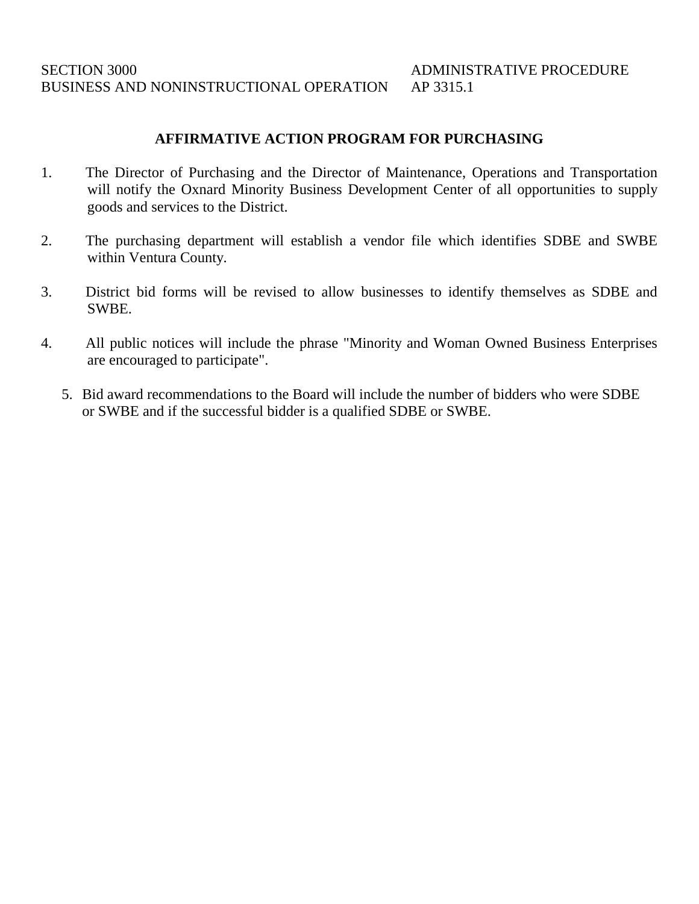SECTION 3000 ADMINISTRATIVE PROCEDURE
BUSINESS AND NONINSTRUCTIONAL OPERATION AP 3315.1

## AFFIRMATIVE ACTION PROGRAM FOR PURCHASING

1. The Director of Purchasing and the Director of Maintenance, Operations and Transportation will notify the Oxnard Minority Business Development Center of all opportunities to supply goods and services to the District.

2. The purchasing department will establish a vendor file which identifies SDBE and SWBE within Ventura County.

3. District bid forms will be revised to allow businesses to identify themselves as SDBE and SWBE.

4. All public notices will include the phrase "Minority and Woman Owned Business Enterprises are encouraged to participate".

5. Bid award recommendations to the Board will include the number of bidders who were SDBE or SWBE and if the successful bidder is a qualified SDBE or SWBE.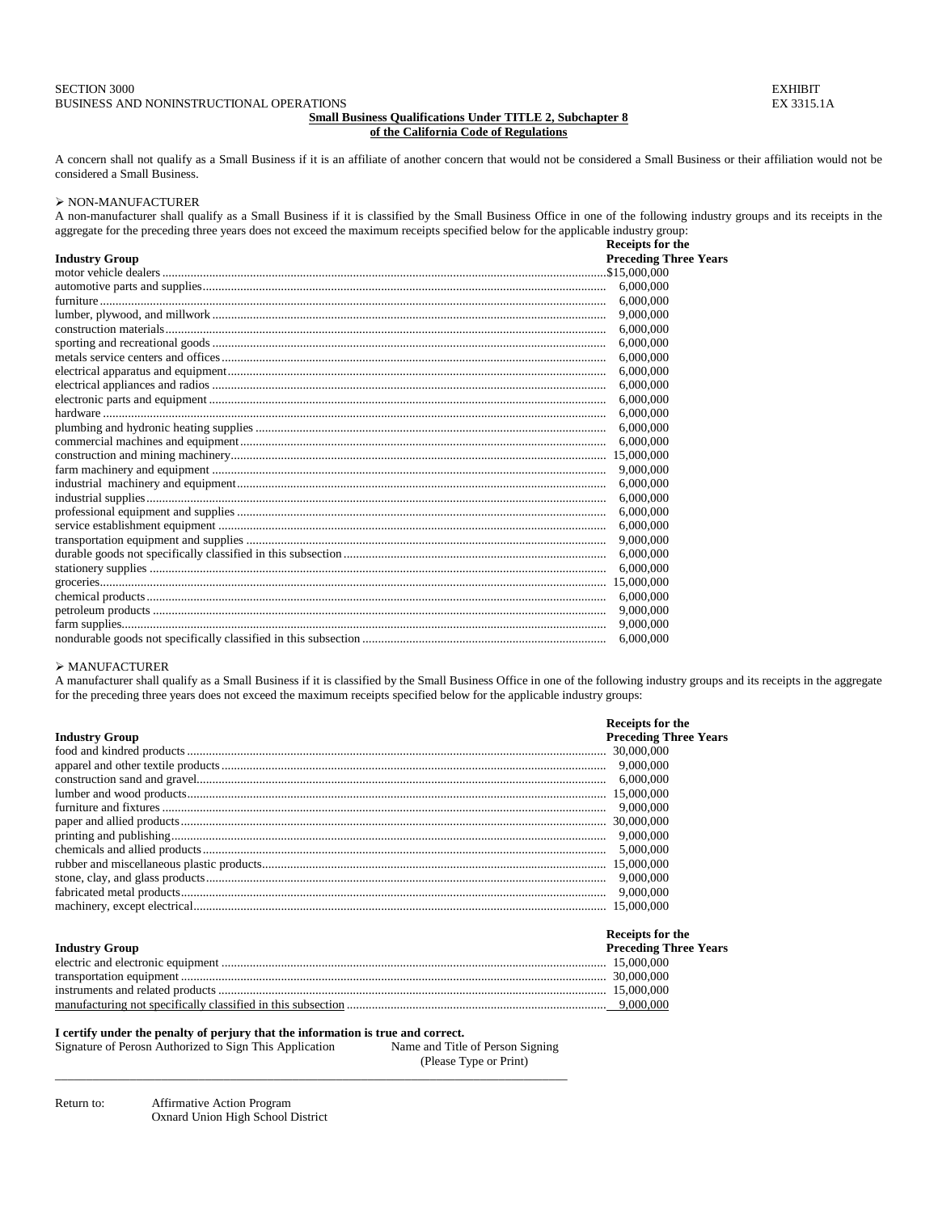SECTION 3000
BUSINESS AND NONINSTRUCTIONAL OPERATIONS

EXHIBIT
EX 3315.1A

**Small Business Qualifications Under TITLE 2, Subchapter 8 of the California Code of Regulations**

A concern shall not qualify as a Small Business if it is an affiliate of another concern that would not be considered a Small Business or their affiliation would not be considered a Small Business.

➢ NON-MANUFACTURER

A non-manufacturer shall qualify as a Small Business if it is classified by the Small Business Office in one of the following industry groups and its receipts in the aggregate for the preceding three years does not exceed the maximum receipts specified below for the applicable industry group:

| Industry Group | Receipts for the Preceding Three Years |
|---|---|
| motor vehicle dealers | $15,000,000 |
| automotive parts and supplies | 6,000,000 |
| furniture | 6,000,000 |
| lumber, plywood, and millwork | 9,000,000 |
| construction materials | 6,000,000 |
| sporting and recreational goods | 6,000,000 |
| metals service centers and offices | 6,000,000 |
| electrical apparatus and equipment | 6,000,000 |
| electrical appliances and radios | 6,000,000 |
| electronic parts and equipment | 6,000,000 |
| hardware | 6,000,000 |
| plumbing and hydronic heating supplies | 6,000,000 |
| commercial machines and equipment | 6,000,000 |
| construction and mining machinery | 15,000,000 |
| farm machinery and equipment | 9,000,000 |
| industrial machinery and equipment | 6,000,000 |
| industrial supplies | 6,000,000 |
| professional equipment and supplies | 6,000,000 |
| service establishment equipment | 6,000,000 |
| transportation equipment and supplies | 9,000,000 |
| durable goods not specifically classified in this subsection | 6,000,000 |
| stationery supplies | 6,000,000 |
| groceries | 15,000,000 |
| chemical products | 6,000,000 |
| petroleum products | 9,000,000 |
| farm supplies | 9,000,000 |
| nondurable goods not specifically classified in this subsection | 6,000,000 |

➢ MANUFACTURER

A manufacturer shall qualify as a Small Business if it is classified by the Small Business Office in one of the following industry groups and its receipts in the aggregate for the preceding three years does not exceed the maximum receipts specified below for the applicable industry groups:

| Industry Group | Receipts for the Preceding Three Years |
|---|---|
| food and kindred products | 30,000,000 |
| apparel and other textile products | 9,000,000 |
| construction sand and gravel | 6,000,000 |
| lumber and wood products | 15,000,000 |
| furniture and fixtures | 9,000,000 |
| paper and allied products | 30,000,000 |
| printing and publishing | 9,000,000 |
| chemicals and allied products | 5,000,000 |
| rubber and miscellaneous plastic products | 15,000,000 |
| stone, clay, and glass products | 9,000,000 |
| fabricated metal products | 9,000,000 |
| machinery, except electrical | 15,000,000 |
| electric and electronic equipment | 15,000,000 |
| transportation equipment | 30,000,000 |
| instruments and related products | 15,000,000 |
| manufacturing not specifically classified in this subsection | 9,000,000 |

**I certify under the penalty of perjury that the information is true and correct.**

Signature of Perosn Authorized to Sign This Application

Name and Title of Person Signing
(Please Type or Print)

_______________________________________________

Return to: Affirmative Action Program
Oxnard Union High School District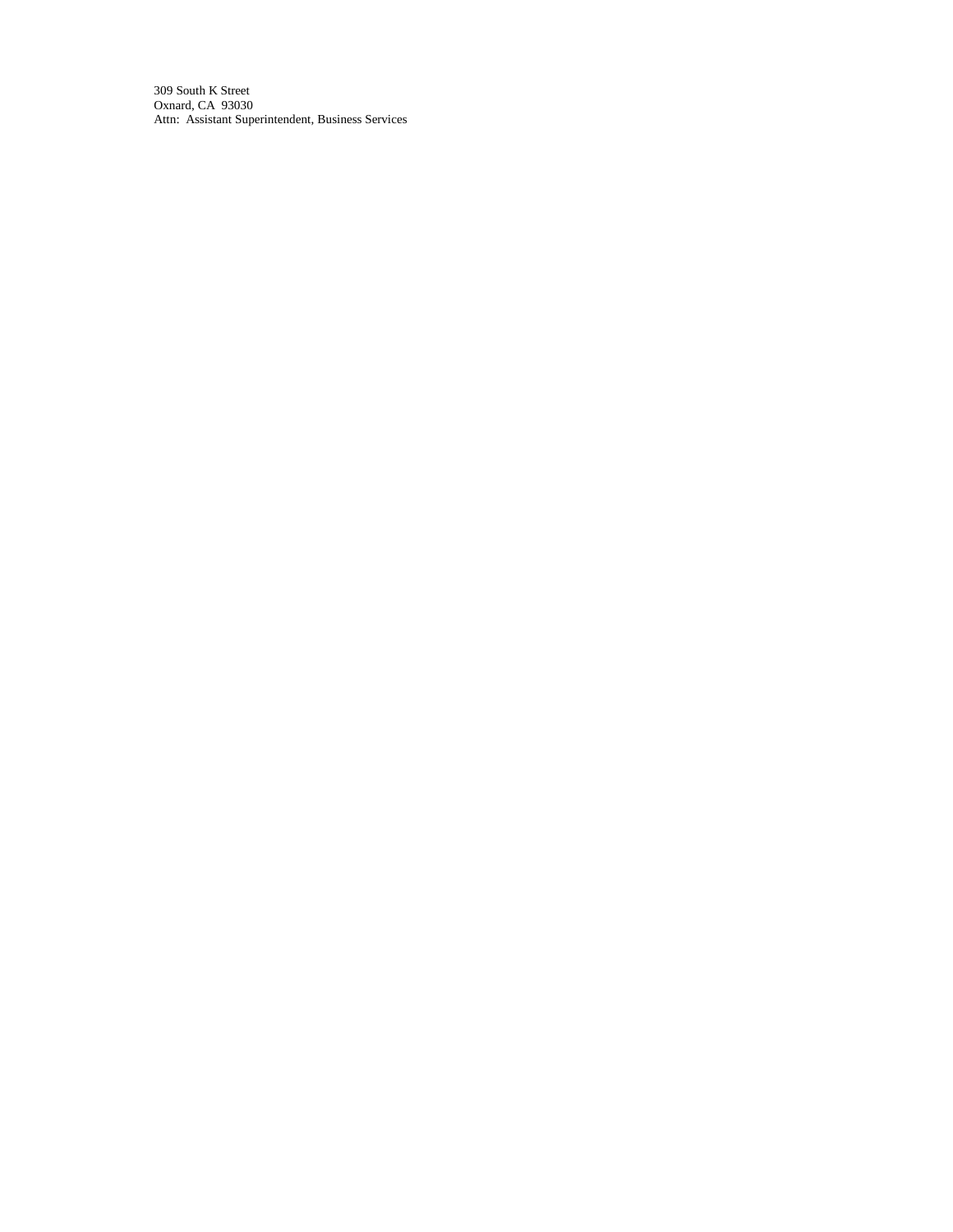309 South K Street
Oxnard, CA  93030
Attn:  Assistant Superintendent, Business Services